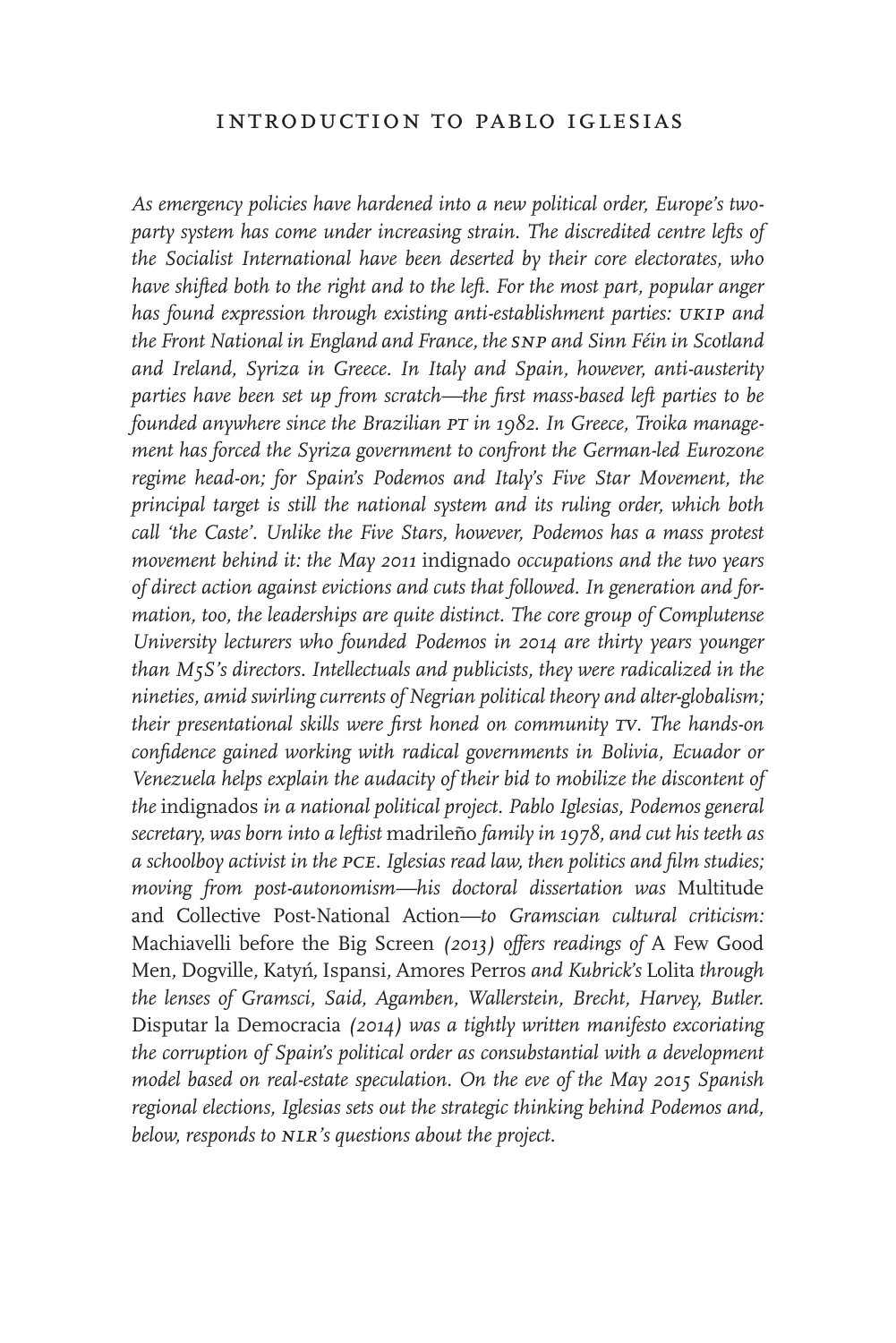## INTRODUCTION TO PABLO IGLESIAS

*As emergency policies have hardened into a new political order, Europe's two-party system has come under increasing strain. The discredited centre lefts of the Socialist International have been deserted by their core electorates, who have shifted both to the right and to the left. For the most part, popular anger has found expression through existing anti-establishment parties: UKIP and the Front National in England and France, the SNP and Sinn Féin in Scotland and Ireland, Syriza in Greece. In Italy and Spain, however, anti-austerity parties have been set up from scratch—the first mass-based left parties to be founded anywhere since the Brazilian PT in 1982. In Greece, Troika management has forced the Syriza government to confront the German-led Eurozone regime head-on; for Spain's Podemos and Italy's Five Star Movement, the principal target is still the national system and its ruling order, which both call 'the Caste'. Unlike the Five Stars, however, Podemos has a mass protest movement behind it: the May 2011* indignado *occupations and the two years of direct action against evictions and cuts that followed. In generation and formation, too, the leaderships are quite distinct. The core group of Complutense University lecturers who founded Podemos in 2014 are thirty years younger than M5S's directors. Intellectuals and publicists, they were radicalized in the nineties, amid swirling currents of Negrian political theory and alter-globalism; their presentational skills were first honed on community TV. The hands-on confidence gained working with radical governments in Bolivia, Ecuador or Venezuela helps explain the audacity of their bid to mobilize the discontent of the* indignados *in a national political project. Pablo Iglesias, Podemos general secretary, was born into a leftist* madrileño *family in 1978, and cut his teeth as a schoolboy activist in the PCE. Iglesias read law, then politics and film studies; moving from post-autonomism—his doctoral dissertation was* Multitude and Collective Post-National Action*—to Gramscian cultural criticism:* Machiavelli before the Big Screen *(2013) offers readings of* A Few Good Men, Dogville, Katyń, Ispansi, Amores Perros *and Kubrick's* Lolita *through the lenses of Gramsci, Said, Agamben, Wallerstein, Brecht, Harvey, Butler.* Disputar la Democracia *(2014) was a tightly written manifesto excoriating the corruption of Spain's political order as consubstantial with a development model based on real-estate speculation. On the eve of the May 2015 Spanish regional elections, Iglesias sets out the strategic thinking behind Podemos and, below, responds to NLR's questions about the project.*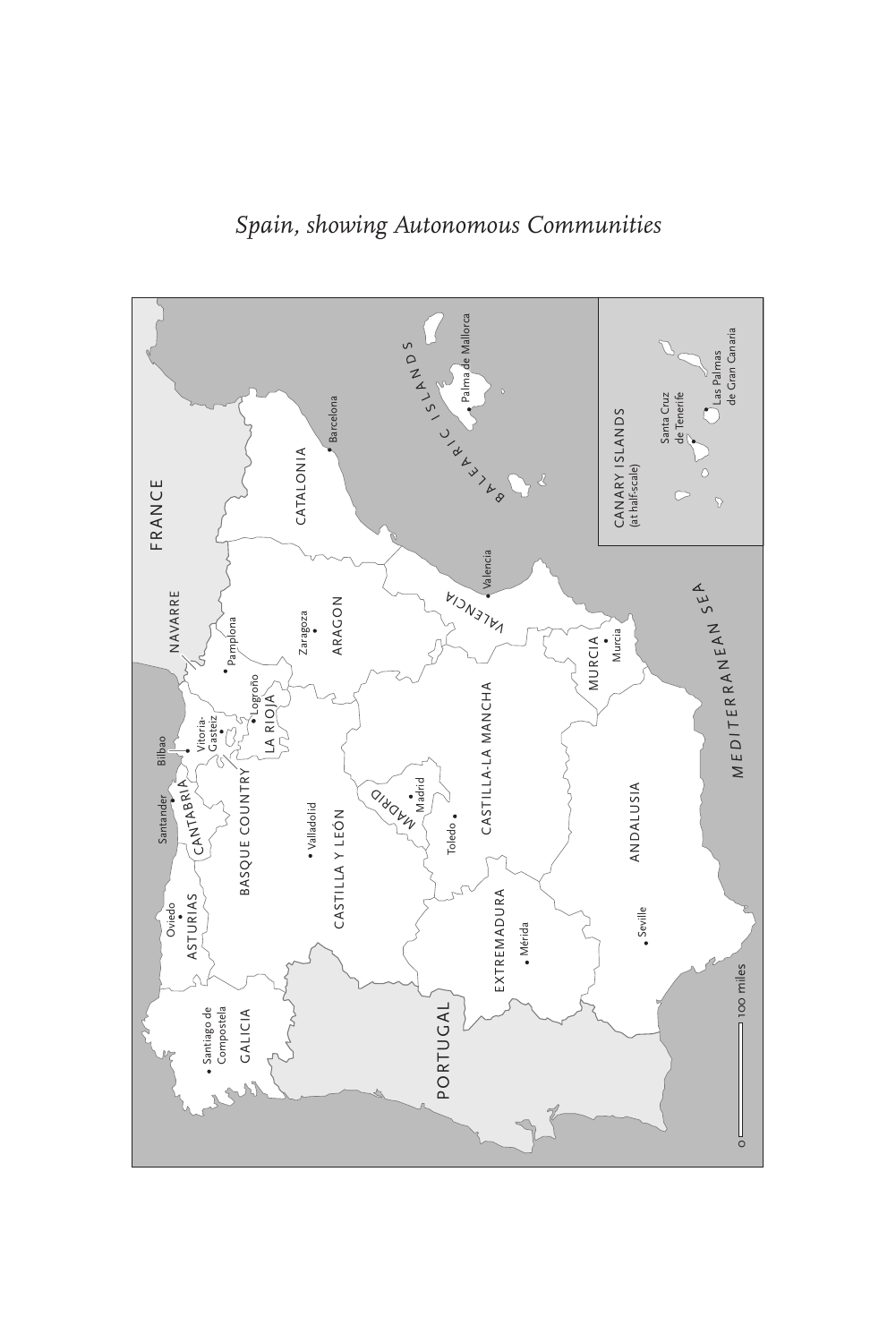*Spain, showing Autonomous Communities*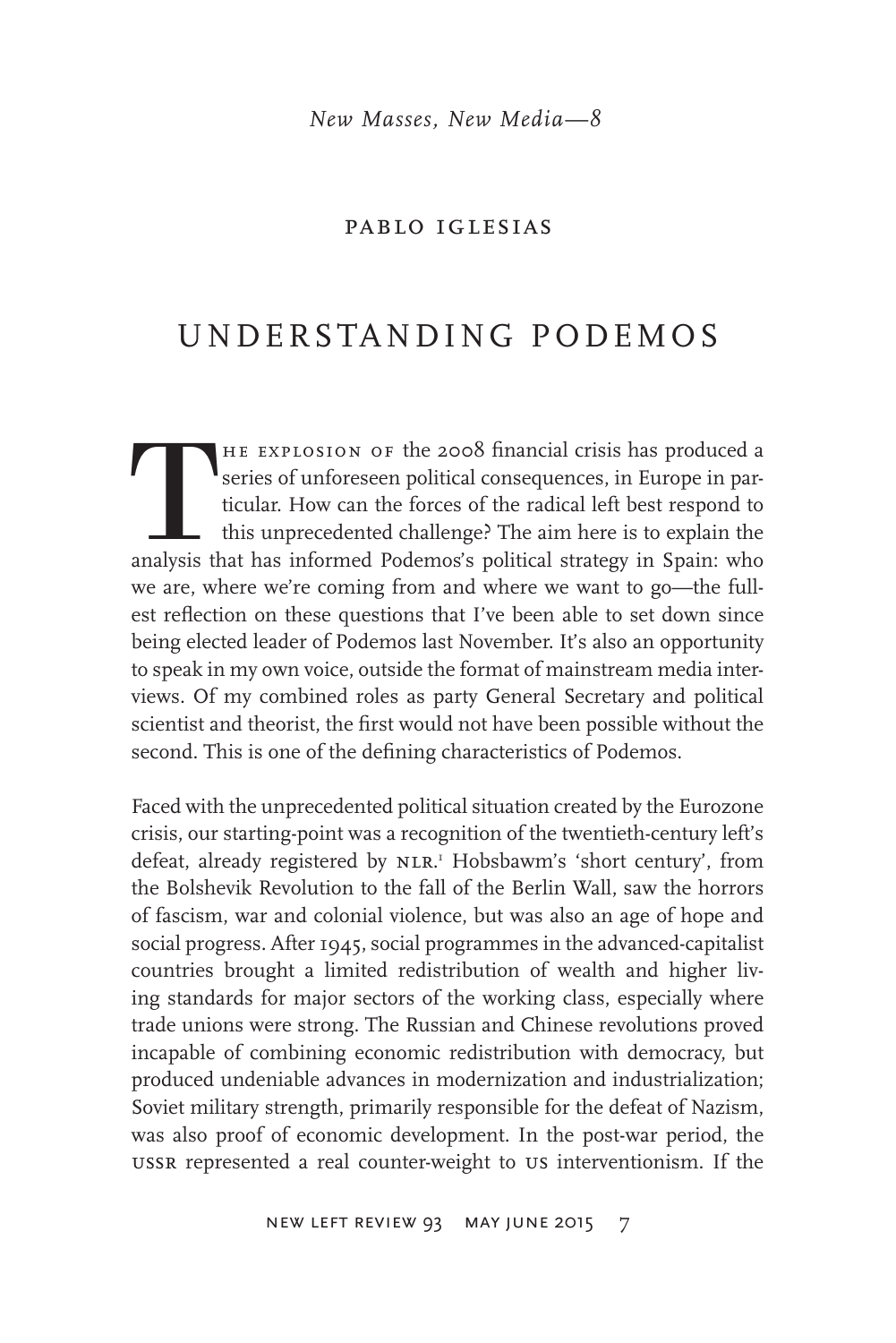*New Masses, New Media—8*

PABLO IGLESIAS

# UNDERSTANDING PODEMOS

The explosion of the 2008 financial crisis has produced a series of unforeseen political consequences, in Europe in particular. How can the forces of the radical left best respond to this unprecedented challenge? The aim here is to explain the analysis that has informed Podemos's political strategy in Spain: who we are, where we're coming from and where we want to go—the fullest reflection on these questions that I've been able to set down since being elected leader of Podemos last November. It's also an opportunity to speak in my own voice, outside the format of mainstream media interviews. Of my combined roles as party General Secretary and political scientist and theorist, the first would not have been possible without the second. This is one of the defining characteristics of Podemos.

Faced with the unprecedented political situation created by the Eurozone crisis, our starting-point was a recognition of the twentieth-century left's defeat, already registered by NLR.[1] Hobsbawm's 'short century', from the Bolshevik Revolution to the fall of the Berlin Wall, saw the horrors of fascism, war and colonial violence, but was also an age of hope and social progress. After 1945, social programmes in the advanced-capitalist countries brought a limited redistribution of wealth and higher living standards for major sectors of the working class, especially where trade unions were strong. The Russian and Chinese revolutions proved incapable of combining economic redistribution with democracy, but produced undeniable advances in modernization and industrialization; Soviet military strength, primarily responsible for the defeat of Nazism, was also proof of economic development. In the post-war period, the USSR represented a real counter-weight to US interventionism. If the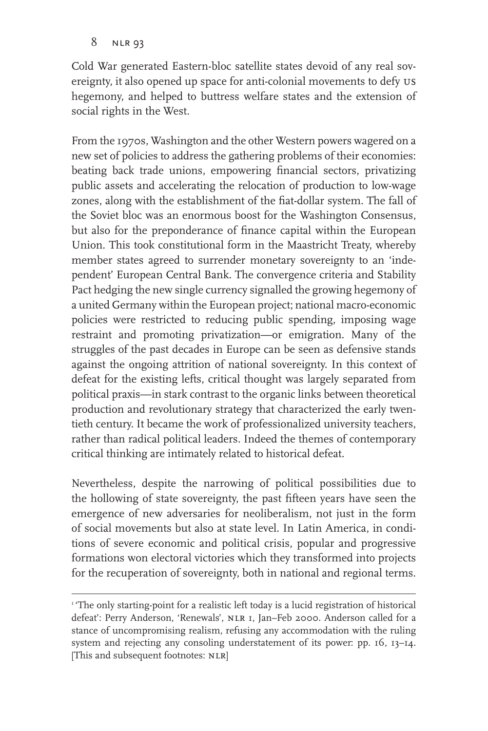Cold War generated Eastern-bloc satellite states devoid of any real sovereignty, it also opened up space for anti-colonial movements to defy US hegemony, and helped to buttress welfare states and the extension of social rights in the West.

From the 1970s, Washington and the other Western powers wagered on a new set of policies to address the gathering problems of their economies: beating back trade unions, empowering financial sectors, privatizing public assets and accelerating the relocation of production to low-wage zones, along with the establishment of the fiat-dollar system. The fall of the Soviet bloc was an enormous boost for the Washington Consensus, but also for the preponderance of finance capital within the European Union. This took constitutional form in the Maastricht Treaty, whereby member states agreed to surrender monetary sovereignty to an 'independent' European Central Bank. The convergence criteria and Stability Pact hedging the new single currency signalled the growing hegemony of a united Germany within the European project; national macro-economic policies were restricted to reducing public spending, imposing wage restraint and promoting privatization—or emigration. Many of the struggles of the past decades in Europe can be seen as defensive stands against the ongoing attrition of national sovereignty. In this context of defeat for the existing lefts, critical thought was largely separated from political praxis—in stark contrast to the organic links between theoretical production and revolutionary strategy that characterized the early twentieth century. It became the work of professionalized university teachers, rather than radical political leaders. Indeed the themes of contemporary critical thinking are intimately related to historical defeat.

Nevertheless, despite the narrowing of political possibilities due to the hollowing of state sovereignty, the past fifteen years have seen the emergence of new adversaries for neoliberalism, not just in the form of social movements but also at state level. In Latin America, in conditions of severe economic and political crisis, popular and progressive formations won electoral victories which they transformed into projects for the recuperation of sovereignty, both in national and regional terms.

[1] 'The only starting-point for a realistic left today is a lucid registration of historical defeat': Perry Anderson, 'Renewals', NLR 1, Jan–Feb 2000. Anderson called for a stance of uncompromising realism, refusing any accommodation with the ruling system and rejecting any consoling understatement of its power: pp. 16, 13–14. [This and subsequent footnotes: NLR]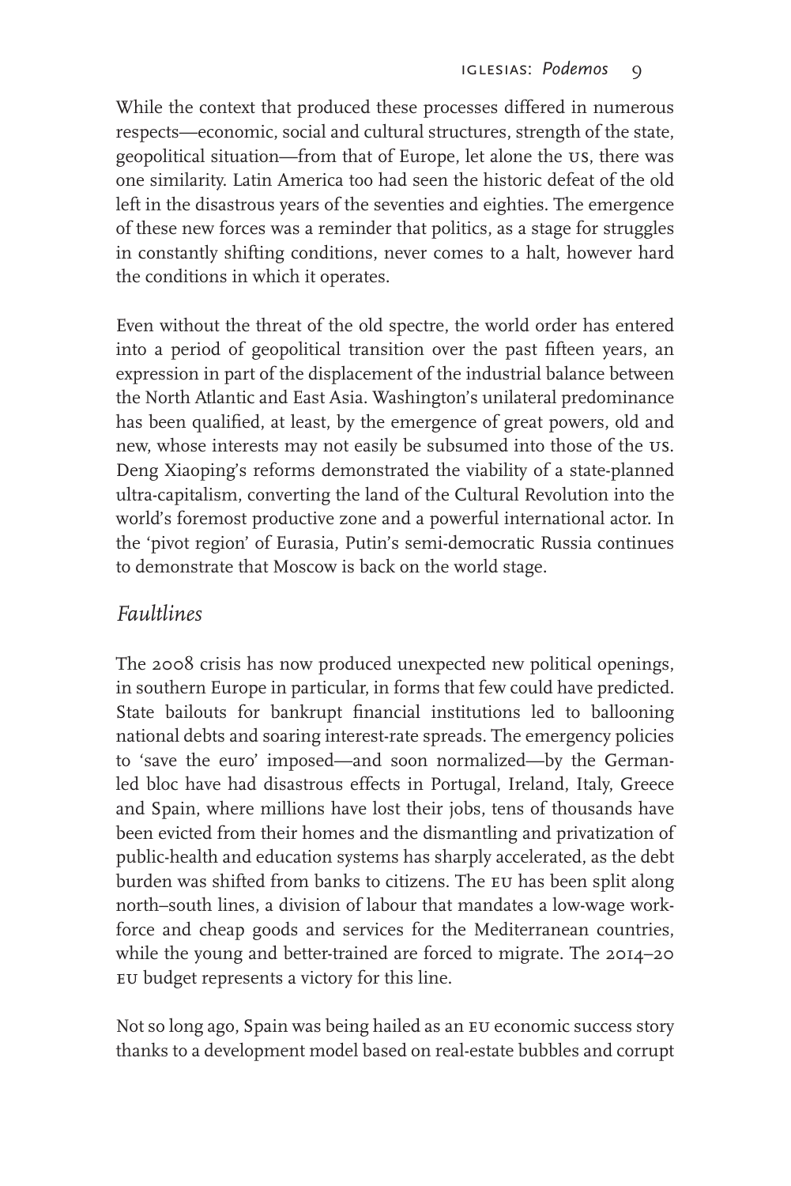While the context that produced these processes differed in numerous respects—economic, social and cultural structures, strength of the state, geopolitical situation—from that of Europe, let alone the US, there was one similarity. Latin America too had seen the historic defeat of the old left in the disastrous years of the seventies and eighties. The emergence of these new forces was a reminder that politics, as a stage for struggles in constantly shifting conditions, never comes to a halt, however hard the conditions in which it operates.

Even without the threat of the old spectre, the world order has entered into a period of geopolitical transition over the past fifteen years, an expression in part of the displacement of the industrial balance between the North Atlantic and East Asia. Washington's unilateral predominance has been qualified, at least, by the emergence of great powers, old and new, whose interests may not easily be subsumed into those of the US. Deng Xiaoping's reforms demonstrated the viability of a state-planned ultra-capitalism, converting the land of the Cultural Revolution into the world's foremost productive zone and a powerful international actor. In the 'pivot region' of Eurasia, Putin's semi-democratic Russia continues to demonstrate that Moscow is back on the world stage.

## *Faultlines*

The 2008 crisis has now produced unexpected new political openings, in southern Europe in particular, in forms that few could have predicted. State bailouts for bankrupt financial institutions led to ballooning national debts and soaring interest-rate spreads. The emergency policies to 'save the euro' imposed—and soon normalized—by the German-led bloc have had disastrous effects in Portugal, Ireland, Italy, Greece and Spain, where millions have lost their jobs, tens of thousands have been evicted from their homes and the dismantling and privatization of public-health and education systems has sharply accelerated, as the debt burden was shifted from banks to citizens. The EU has been split along north–south lines, a division of labour that mandates a low-wage workforce and cheap goods and services for the Mediterranean countries, while the young and better-trained are forced to migrate. The 2014–20 EU budget represents a victory for this line.

Not so long ago, Spain was being hailed as an EU economic success story thanks to a development model based on real-estate bubbles and corrupt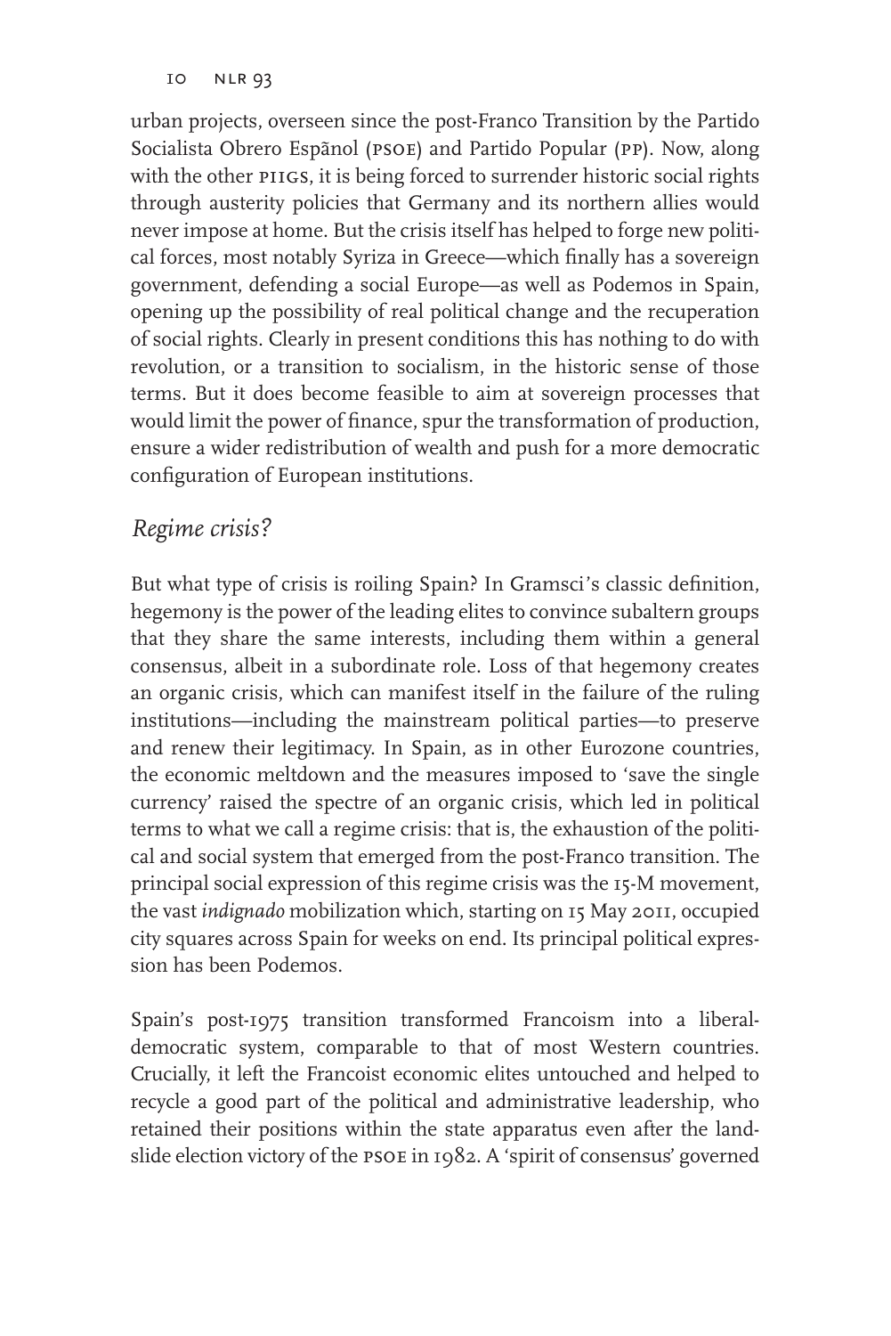urban projects, overseen since the post-Franco Transition by the Partido Socialista Obrero Espãnol (PSOE) and Partido Popular (PP). Now, along with the other PIIGS, it is being forced to surrender historic social rights through austerity policies that Germany and its northern allies would never impose at home. But the crisis itself has helped to forge new political forces, most notably Syriza in Greece—which finally has a sovereign government, defending a social Europe—as well as Podemos in Spain, opening up the possibility of real political change and the recuperation of social rights. Clearly in present conditions this has nothing to do with revolution, or a transition to socialism, in the historic sense of those terms. But it does become feasible to aim at sovereign processes that would limit the power of finance, spur the transformation of production, ensure a wider redistribution of wealth and push for a more democratic configuration of European institutions.

## *Regime crisis?*

But what type of crisis is roiling Spain? In Gramsci's classic definition, hegemony is the power of the leading elites to convince subaltern groups that they share the same interests, including them within a general consensus, albeit in a subordinate role. Loss of that hegemony creates an organic crisis, which can manifest itself in the failure of the ruling institutions—including the mainstream political parties—to preserve and renew their legitimacy. In Spain, as in other Eurozone countries, the economic meltdown and the measures imposed to 'save the single currency' raised the spectre of an organic crisis, which led in political terms to what we call a regime crisis: that is, the exhaustion of the political and social system that emerged from the post-Franco transition. The principal social expression of this regime crisis was the 15-M movement, the vast *indignado* mobilization which, starting on 15 May 2011, occupied city squares across Spain for weeks on end. Its principal political expression has been Podemos.

Spain's post-1975 transition transformed Francoism into a liberal-democratic system, comparable to that of most Western countries. Crucially, it left the Francoist economic elites untouched and helped to recycle a good part of the political and administrative leadership, who retained their positions within the state apparatus even after the landslide election victory of the PSOE in 1982. A 'spirit of consensus' governed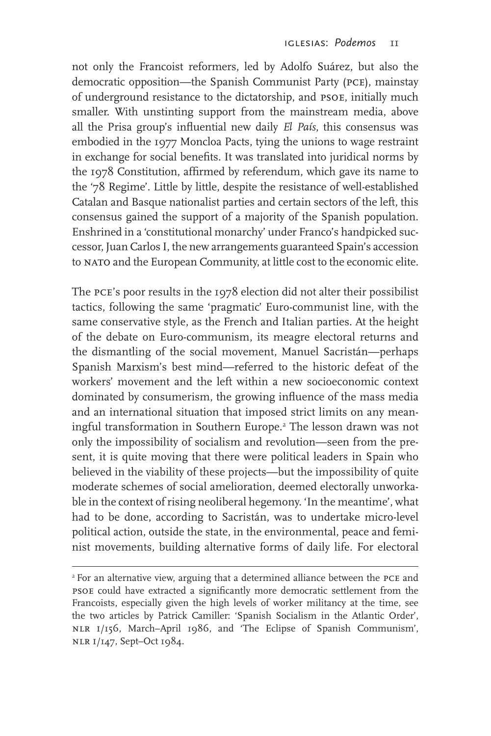not only the Francoist reformers, led by Adolfo Suárez, but also the democratic opposition—the Spanish Communist Party (PCE), mainstay of underground resistance to the dictatorship, and PSOE, initially much smaller. With unstinting support from the mainstream media, above all the Prisa group's influential new daily *El País*, this consensus was embodied in the 1977 Moncloa Pacts, tying the unions to wage restraint in exchange for social benefits. It was translated into juridical norms by the 1978 Constitution, affirmed by referendum, which gave its name to the '78 Regime'. Little by little, despite the resistance of well-established Catalan and Basque nationalist parties and certain sectors of the left, this consensus gained the support of a majority of the Spanish population. Enshrined in a 'constitutional monarchy' under Franco's handpicked successor, Juan Carlos I, the new arrangements guaranteed Spain's accession to NATO and the European Community, at little cost to the economic elite.

The PCE's poor results in the 1978 election did not alter their possibilist tactics, following the same 'pragmatic' Euro-communist line, with the same conservative style, as the French and Italian parties. At the height of the debate on Euro-communism, its meagre electoral returns and the dismantling of the social movement, Manuel Sacristán—perhaps Spanish Marxism's best mind—referred to the historic defeat of the workers' movement and the left within a new socioeconomic context dominated by consumerism, the growing influence of the mass media and an international situation that imposed strict limits on any meaningful transformation in Southern Europe.[2] The lesson drawn was not only the impossibility of socialism and revolution—seen from the present, it is quite moving that there were political leaders in Spain who believed in the viability of these projects—but the impossibility of quite moderate schemes of social amelioration, deemed electorally unworkable in the context of rising neoliberal hegemony. 'In the meantime', what had to be done, according to Sacristán, was to undertake micro-level political action, outside the state, in the environmental, peace and feminist movements, building alternative forms of daily life. For electoral

---

[2] For an alternative view, arguing that a determined alliance between the PCE and PSOE could have extracted a significantly more democratic settlement from the Francoists, especially given the high levels of worker militancy at the time, see the two articles by Patrick Camiller: 'Spanish Socialism in the Atlantic Order', NLR I/156, March–April 1986, and 'The Eclipse of Spanish Communism', NLR I/147, Sept–Oct 1984.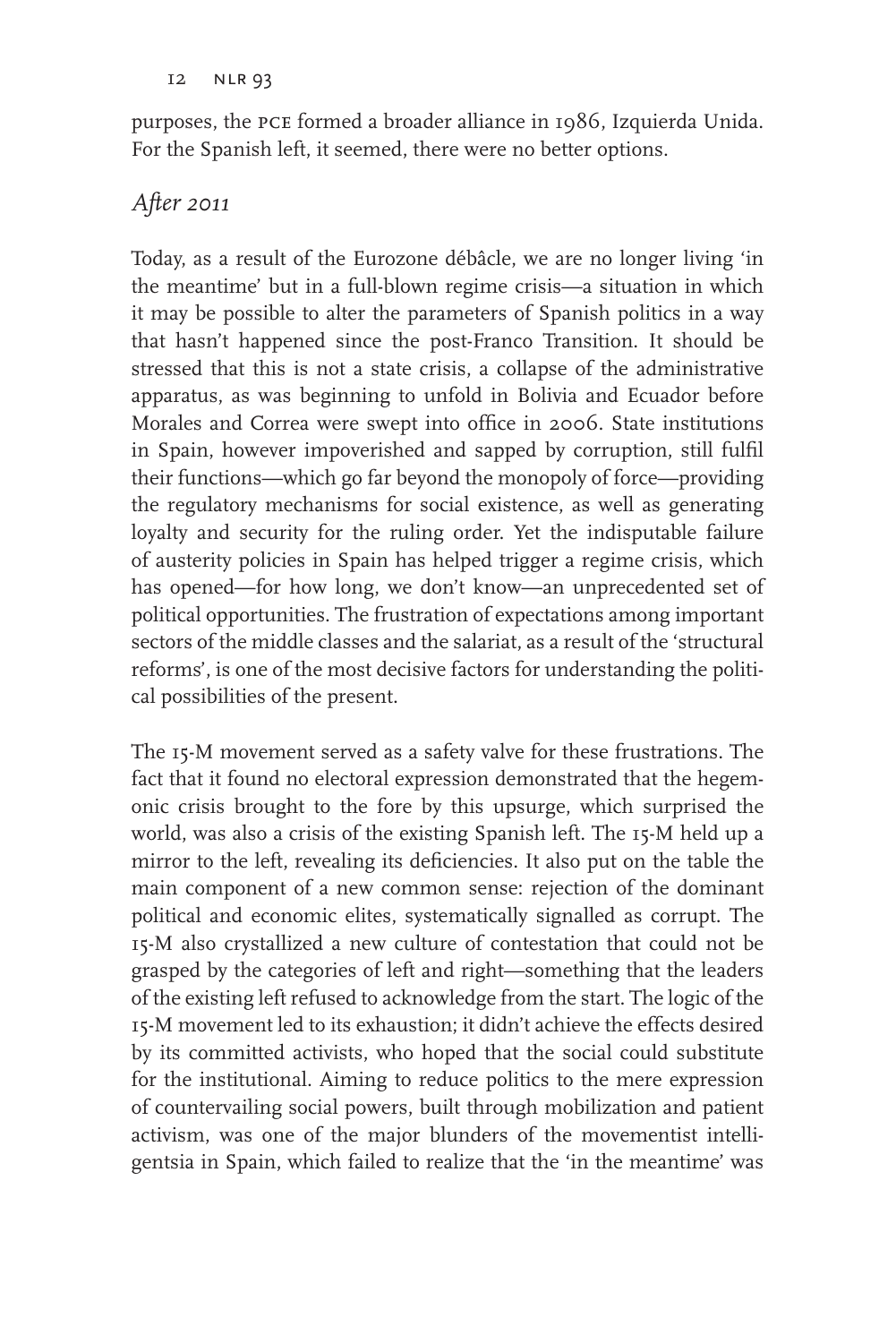purposes, the PCE formed a broader alliance in 1986, Izquierda Unida. For the Spanish left, it seemed, there were no better options.

## *After 2011*

Today, as a result of the Eurozone débâcle, we are no longer living 'in the meantime' but in a full-blown regime crisis—a situation in which it may be possible to alter the parameters of Spanish politics in a way that hasn't happened since the post-Franco Transition. It should be stressed that this is not a state crisis, a collapse of the administrative apparatus, as was beginning to unfold in Bolivia and Ecuador before Morales and Correa were swept into office in 2006. State institutions in Spain, however impoverished and sapped by corruption, still fulfil their functions—which go far beyond the monopoly of force—providing the regulatory mechanisms for social existence, as well as generating loyalty and security for the ruling order. Yet the indisputable failure of austerity policies in Spain has helped trigger a regime crisis, which has opened—for how long, we don't know—an unprecedented set of political opportunities. The frustration of expectations among important sectors of the middle classes and the salariat, as a result of the 'structural reforms', is one of the most decisive factors for understanding the political possibilities of the present.

The 15-M movement served as a safety valve for these frustrations. The fact that it found no electoral expression demonstrated that the hegemonic crisis brought to the fore by this upsurge, which surprised the world, was also a crisis of the existing Spanish left. The 15-M held up a mirror to the left, revealing its deficiencies. It also put on the table the main component of a new common sense: rejection of the dominant political and economic elites, systematically signalled as corrupt. The 15-M also crystallized a new culture of contestation that could not be grasped by the categories of left and right—something that the leaders of the existing left refused to acknowledge from the start. The logic of the 15-M movement led to its exhaustion; it didn't achieve the effects desired by its committed activists, who hoped that the social could substitute for the institutional. Aiming to reduce politics to the mere expression of countervailing social powers, built through mobilization and patient activism, was one of the major blunders of the movementist intelligentsia in Spain, which failed to realize that the 'in the meantime' was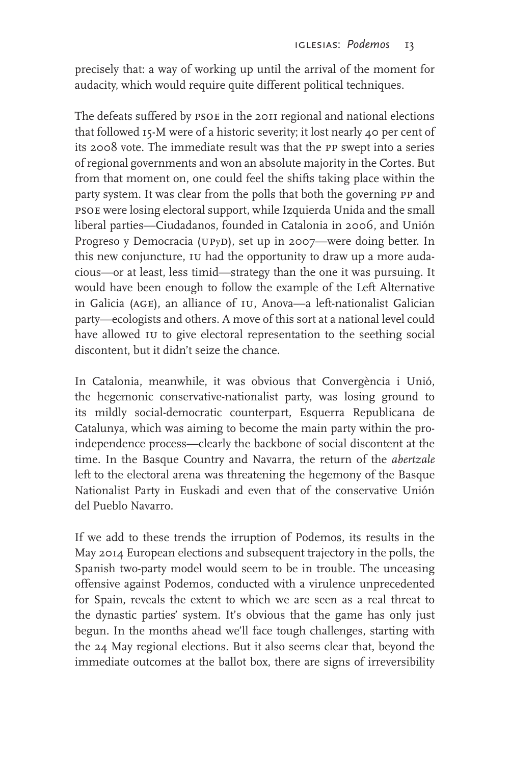precisely that: a way of working up until the arrival of the moment for audacity, which would require quite different political techniques.

The defeats suffered by PSOE in the 2011 regional and national elections that followed 15-M were of a historic severity; it lost nearly 40 per cent of its 2008 vote. The immediate result was that the PP swept into a series of regional governments and won an absolute majority in the Cortes. But from that moment on, one could feel the shifts taking place within the party system. It was clear from the polls that both the governing PP and PSOE were losing electoral support, while Izquierda Unida and the small liberal parties—Ciudadanos, founded in Catalonia in 2006, and Unión Progreso y Democracia (UPyD), set up in 2007—were doing better. In this new conjuncture, IU had the opportunity to draw up a more audacious—or at least, less timid—strategy than the one it was pursuing. It would have been enough to follow the example of the Left Alternative in Galicia (AGE), an alliance of IU, Anova—a left-nationalist Galician party—ecologists and others. A move of this sort at a national level could have allowed IU to give electoral representation to the seething social discontent, but it didn't seize the chance.

In Catalonia, meanwhile, it was obvious that Convergència i Unió, the hegemonic conservative-nationalist party, was losing ground to its mildly social-democratic counterpart, Esquerra Republicana de Catalunya, which was aiming to become the main party within the pro-independence process—clearly the backbone of social discontent at the time. In the Basque Country and Navarra, the return of the *abertzale* left to the electoral arena was threatening the hegemony of the Basque Nationalist Party in Euskadi and even that of the conservative Unión del Pueblo Navarro.

If we add to these trends the irruption of Podemos, its results in the May 2014 European elections and subsequent trajectory in the polls, the Spanish two-party model would seem to be in trouble. The unceasing offensive against Podemos, conducted with a virulence unprecedented for Spain, reveals the extent to which we are seen as a real threat to the dynastic parties' system. It's obvious that the game has only just begun. In the months ahead we'll face tough challenges, starting with the 24 May regional elections. But it also seems clear that, beyond the immediate outcomes at the ballot box, there are signs of irreversibility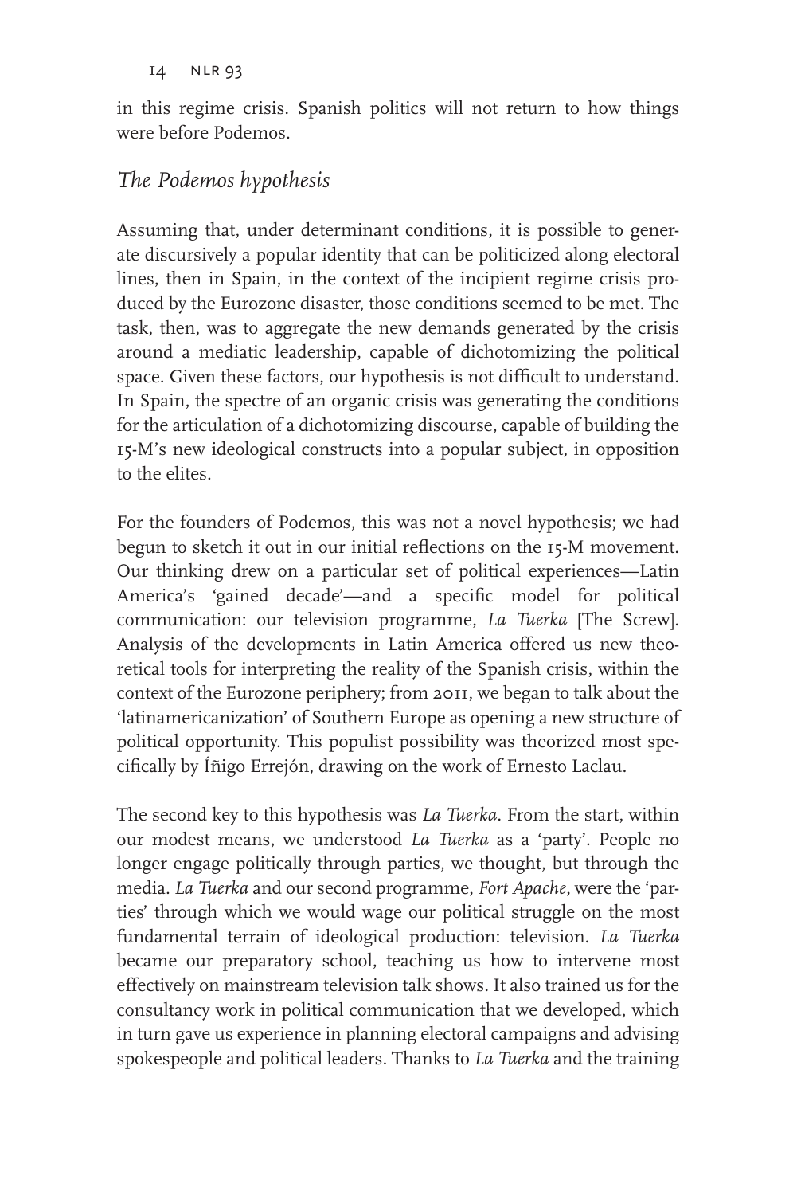in this regime crisis. Spanish politics will not return to how things were before Podemos.

## *The Podemos hypothesis*

Assuming that, under determinant conditions, it is possible to generate discursively a popular identity that can be politicized along electoral lines, then in Spain, in the context of the incipient regime crisis produced by the Eurozone disaster, those conditions seemed to be met. The task, then, was to aggregate the new demands generated by the crisis around a mediatic leadership, capable of dichotomizing the political space. Given these factors, our hypothesis is not difficult to understand. In Spain, the spectre of an organic crisis was generating the conditions for the articulation of a dichotomizing discourse, capable of building the 15-M's new ideological constructs into a popular subject, in opposition to the elites.

For the founders of Podemos, this was not a novel hypothesis; we had begun to sketch it out in our initial reflections on the 15-M movement. Our thinking drew on a particular set of political experiences—Latin America's 'gained decade'—and a specific model for political communication: our television programme, *La Tuerka* [The Screw]. Analysis of the developments in Latin America offered us new theoretical tools for interpreting the reality of the Spanish crisis, within the context of the Eurozone periphery; from 2011, we began to talk about the 'latinamericanization' of Southern Europe as opening a new structure of political opportunity. This populist possibility was theorized most specifically by Íñigo Errejón, drawing on the work of Ernesto Laclau.

The second key to this hypothesis was *La Tuerka*. From the start, within our modest means, we understood *La Tuerka* as a 'party'. People no longer engage politically through parties, we thought, but through the media. *La Tuerka* and our second programme, *Fort Apache*, were the 'parties' through which we would wage our political struggle on the most fundamental terrain of ideological production: television. *La Tuerka* became our preparatory school, teaching us how to intervene most effectively on mainstream television talk shows. It also trained us for the consultancy work in political communication that we developed, which in turn gave us experience in planning electoral campaigns and advising spokespeople and political leaders. Thanks to *La Tuerka* and the training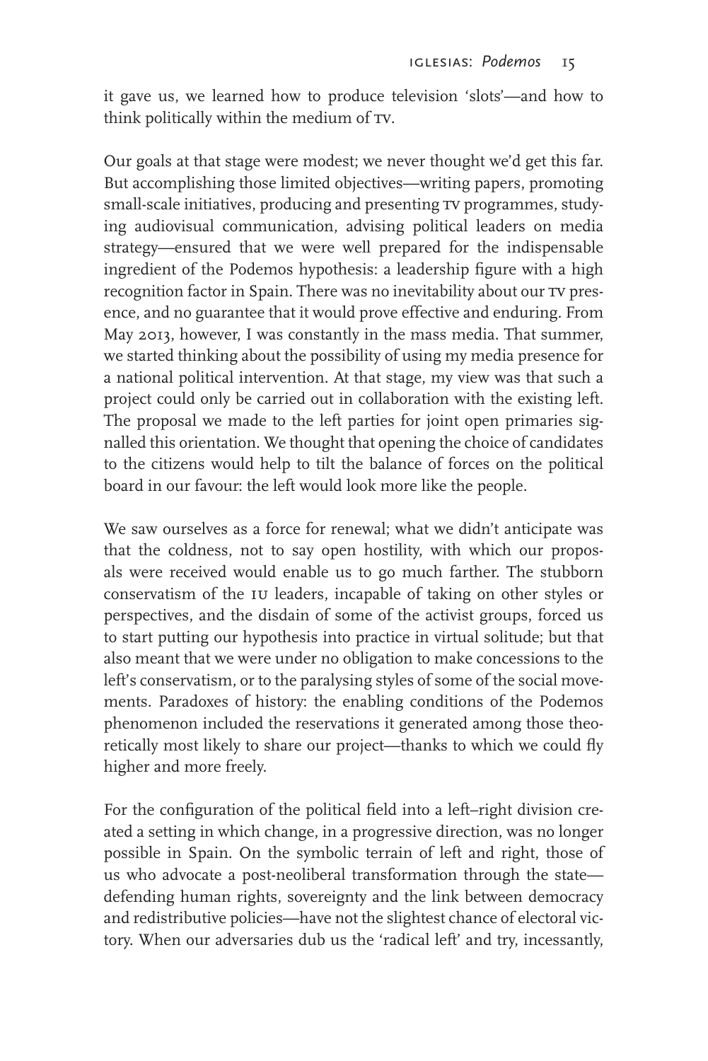it gave us, we learned how to produce television 'slots'—and how to think politically within the medium of TV.

Our goals at that stage were modest; we never thought we'd get this far. But accomplishing those limited objectives—writing papers, promoting small-scale initiatives, producing and presenting TV programmes, studying audiovisual communication, advising political leaders on media strategy—ensured that we were well prepared for the indispensable ingredient of the Podemos hypothesis: a leadership figure with a high recognition factor in Spain. There was no inevitability about our TV presence, and no guarantee that it would prove effective and enduring. From May 2013, however, I was constantly in the mass media. That summer, we started thinking about the possibility of using my media presence for a national political intervention. At that stage, my view was that such a project could only be carried out in collaboration with the existing left. The proposal we made to the left parties for joint open primaries signalled this orientation. We thought that opening the choice of candidates to the citizens would help to tilt the balance of forces on the political board in our favour: the left would look more like the people.

We saw ourselves as a force for renewal; what we didn't anticipate was that the coldness, not to say open hostility, with which our proposals were received would enable us to go much farther. The stubborn conservatism of the IU leaders, incapable of taking on other styles or perspectives, and the disdain of some of the activist groups, forced us to start putting our hypothesis into practice in virtual solitude; but that also meant that we were under no obligation to make concessions to the left's conservatism, or to the paralysing styles of some of the social movements. Paradoxes of history: the enabling conditions of the Podemos phenomenon included the reservations it generated among those theoretically most likely to share our project—thanks to which we could fly higher and more freely.

For the configuration of the political field into a left–right division created a setting in which change, in a progressive direction, was no longer possible in Spain. On the symbolic terrain of left and right, those of us who advocate a post-neoliberal transformation through the state—defending human rights, sovereignty and the link between democracy and redistributive policies—have not the slightest chance of electoral victory. When our adversaries dub us the 'radical left' and try, incessantly,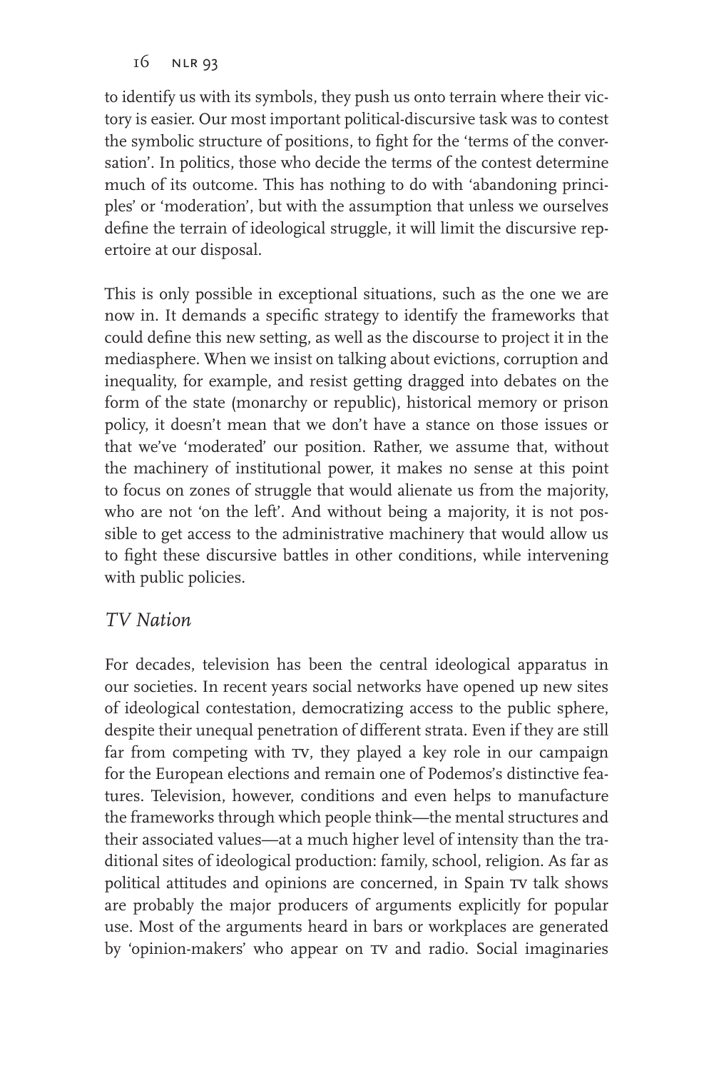to identify us with its symbols, they push us onto terrain where their victory is easier. Our most important political-discursive task was to contest the symbolic structure of positions, to fight for the 'terms of the conversation'. In politics, those who decide the terms of the contest determine much of its outcome. This has nothing to do with 'abandoning principles' or 'moderation', but with the assumption that unless we ourselves define the terrain of ideological struggle, it will limit the discursive repertoire at our disposal.

This is only possible in exceptional situations, such as the one we are now in. It demands a specific strategy to identify the frameworks that could define this new setting, as well as the discourse to project it in the mediasphere. When we insist on talking about evictions, corruption and inequality, for example, and resist getting dragged into debates on the form of the state (monarchy or republic), historical memory or prison policy, it doesn't mean that we don't have a stance on those issues or that we've 'moderated' our position. Rather, we assume that, without the machinery of institutional power, it makes no sense at this point to focus on zones of struggle that would alienate us from the majority, who are not 'on the left'. And without being a majority, it is not possible to get access to the administrative machinery that would allow us to fight these discursive battles in other conditions, while intervening with public policies.

## *TV Nation*

For decades, television has been the central ideological apparatus in our societies. In recent years social networks have opened up new sites of ideological contestation, democratizing access to the public sphere, despite their unequal penetration of different strata. Even if they are still far from competing with TV, they played a key role in our campaign for the European elections and remain one of Podemos's distinctive features. Television, however, conditions and even helps to manufacture the frameworks through which people think—the mental structures and their associated values—at a much higher level of intensity than the traditional sites of ideological production: family, school, religion. As far as political attitudes and opinions are concerned, in Spain TV talk shows are probably the major producers of arguments explicitly for popular use. Most of the arguments heard in bars or workplaces are generated by 'opinion-makers' who appear on TV and radio. Social imaginaries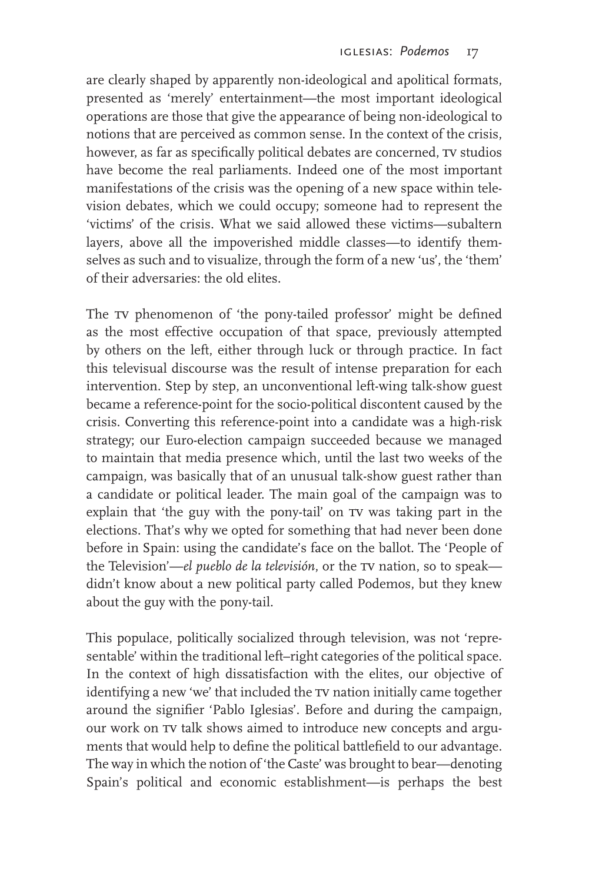are clearly shaped by apparently non-ideological and apolitical formats, presented as 'merely' entertainment—the most important ideological operations are those that give the appearance of being non-ideological to notions that are perceived as common sense. In the context of the crisis, however, as far as specifically political debates are concerned, TV studios have become the real parliaments. Indeed one of the most important manifestations of the crisis was the opening of a new space within television debates, which we could occupy; someone had to represent the 'victims' of the crisis. What we said allowed these victims—subaltern layers, above all the impoverished middle classes—to identify themselves as such and to visualize, through the form of a new 'us', the 'them' of their adversaries: the old elites.

The TV phenomenon of 'the pony-tailed professor' might be defined as the most effective occupation of that space, previously attempted by others on the left, either through luck or through practice. In fact this televisual discourse was the result of intense preparation for each intervention. Step by step, an unconventional left-wing talk-show guest became a reference-point for the socio-political discontent caused by the crisis. Converting this reference-point into a candidate was a high-risk strategy; our Euro-election campaign succeeded because we managed to maintain that media presence which, until the last two weeks of the campaign, was basically that of an unusual talk-show guest rather than a candidate or political leader. The main goal of the campaign was to explain that 'the guy with the pony-tail' on TV was taking part in the elections. That's why we opted for something that had never been done before in Spain: using the candidate's face on the ballot. The 'People of the Television'—*el pueblo de la televisión*, or the TV nation, so to speak—didn't know about a new political party called Podemos, but they knew about the guy with the pony-tail.

This populace, politically socialized through television, was not 'representable' within the traditional left–right categories of the political space. In the context of high dissatisfaction with the elites, our objective of identifying a new 'we' that included the TV nation initially came together around the signifier 'Pablo Iglesias'. Before and during the campaign, our work on TV talk shows aimed to introduce new concepts and arguments that would help to define the political battlefield to our advantage. The way in which the notion of 'the Caste' was brought to bear—denoting Spain's political and economic establishment—is perhaps the best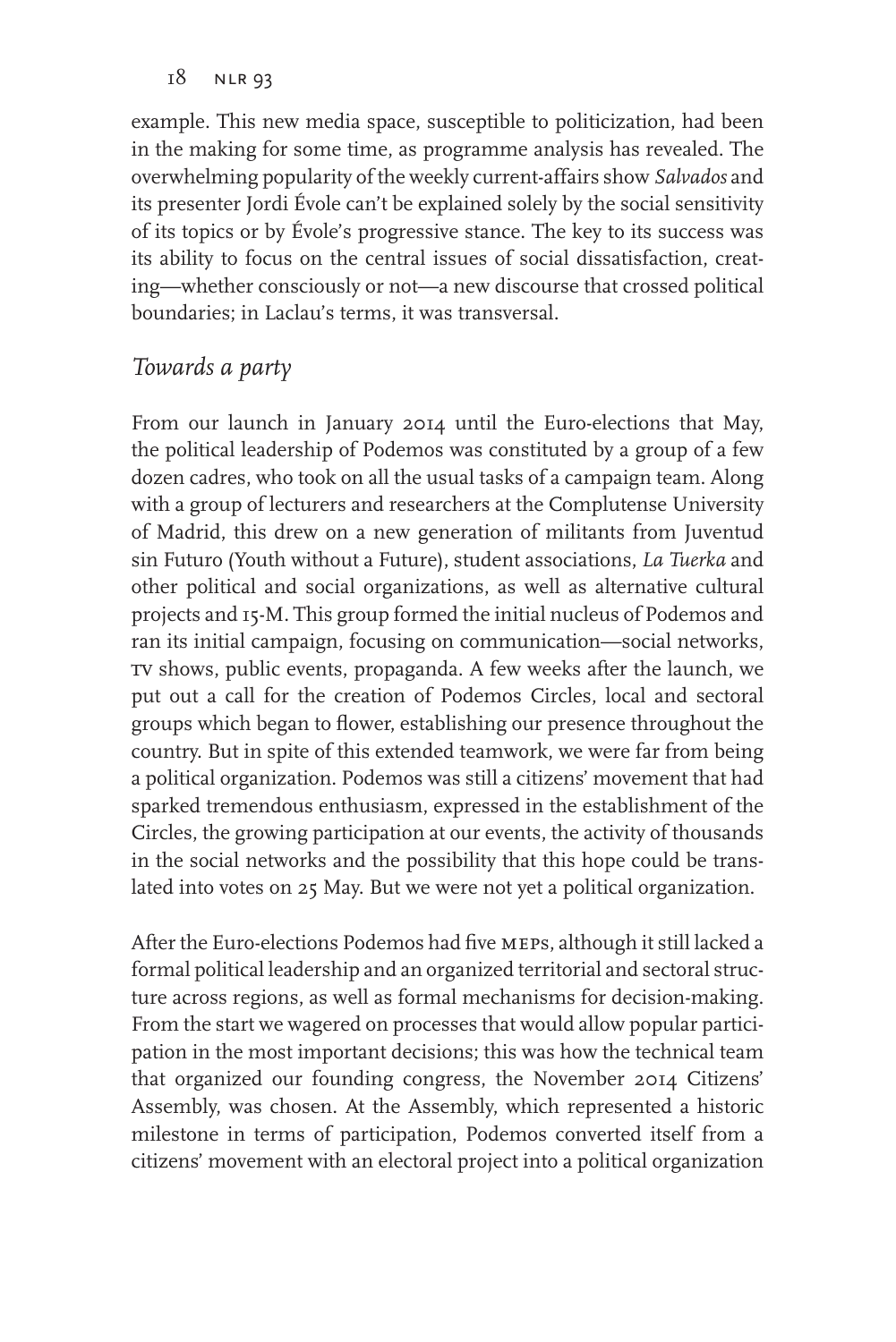example. This new media space, susceptible to politicization, had been in the making for some time, as programme analysis has revealed. The overwhelming popularity of the weekly current-affairs show *Salvados* and its presenter Jordi Évole can't be explained solely by the social sensitivity of its topics or by Évole's progressive stance. The key to its success was its ability to focus on the central issues of social dissatisfaction, creating—whether consciously or not—a new discourse that crossed political boundaries; in Laclau's terms, it was transversal.

## *Towards a party*

From our launch in January 2014 until the Euro-elections that May, the political leadership of Podemos was constituted by a group of a few dozen cadres, who took on all the usual tasks of a campaign team. Along with a group of lecturers and researchers at the Complutense University of Madrid, this drew on a new generation of militants from Juventud sin Futuro (Youth without a Future), student associations, *La Tuerka* and other political and social organizations, as well as alternative cultural projects and 15-M. This group formed the initial nucleus of Podemos and ran its initial campaign, focusing on communication—social networks, TV shows, public events, propaganda. A few weeks after the launch, we put out a call for the creation of Podemos Circles, local and sectoral groups which began to flower, establishing our presence throughout the country. But in spite of this extended teamwork, we were far from being a political organization. Podemos was still a citizens' movement that had sparked tremendous enthusiasm, expressed in the establishment of the Circles, the growing participation at our events, the activity of thousands in the social networks and the possibility that this hope could be translated into votes on 25 May. But we were not yet a political organization.

After the Euro-elections Podemos had five MEPs, although it still lacked a formal political leadership and an organized territorial and sectoral structure across regions, as well as formal mechanisms for decision-making. From the start we wagered on processes that would allow popular participation in the most important decisions; this was how the technical team that organized our founding congress, the November 2014 Citizens' Assembly, was chosen. At the Assembly, which represented a historic milestone in terms of participation, Podemos converted itself from a citizens' movement with an electoral project into a political organization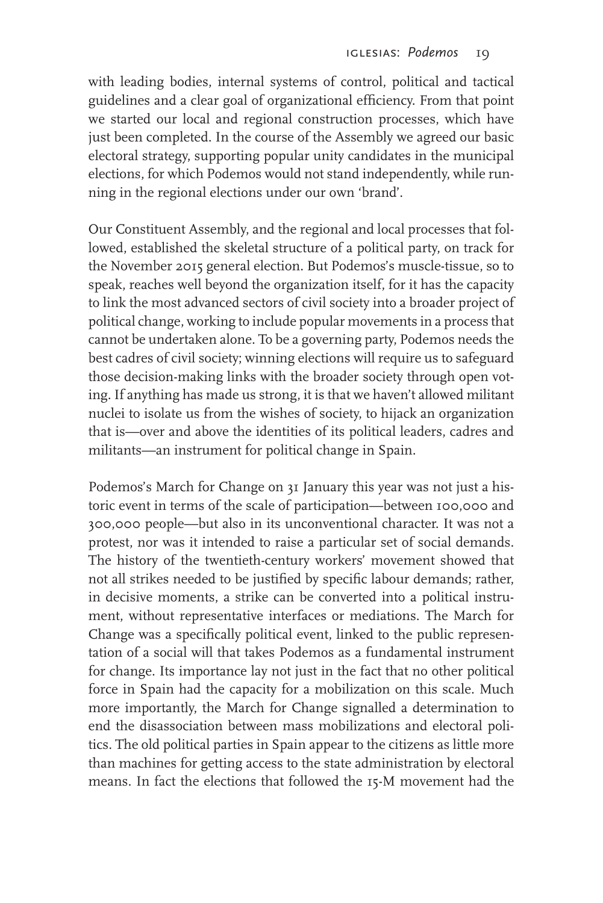with leading bodies, internal systems of control, political and tactical guidelines and a clear goal of organizational efficiency. From that point we started our local and regional construction processes, which have just been completed. In the course of the Assembly we agreed our basic electoral strategy, supporting popular unity candidates in the municipal elections, for which Podemos would not stand independently, while running in the regional elections under our own 'brand'.

Our Constituent Assembly, and the regional and local processes that followed, established the skeletal structure of a political party, on track for the November 2015 general election. But Podemos's muscle-tissue, so to speak, reaches well beyond the organization itself, for it has the capacity to link the most advanced sectors of civil society into a broader project of political change, working to include popular movements in a process that cannot be undertaken alone. To be a governing party, Podemos needs the best cadres of civil society; winning elections will require us to safeguard those decision-making links with the broader society through open voting. If anything has made us strong, it is that we haven't allowed militant nuclei to isolate us from the wishes of society, to hijack an organization that is—over and above the identities of its political leaders, cadres and militants—an instrument for political change in Spain.

Podemos's March for Change on 31 January this year was not just a historic event in terms of the scale of participation—between 100,000 and 300,000 people—but also in its unconventional character. It was not a protest, nor was it intended to raise a particular set of social demands. The history of the twentieth-century workers' movement showed that not all strikes needed to be justified by specific labour demands; rather, in decisive moments, a strike can be converted into a political instrument, without representative interfaces or mediations. The March for Change was a specifically political event, linked to the public representation of a social will that takes Podemos as a fundamental instrument for change. Its importance lay not just in the fact that no other political force in Spain had the capacity for a mobilization on this scale. Much more importantly, the March for Change signalled a determination to end the disassociation between mass mobilizations and electoral politics. The old political parties in Spain appear to the citizens as little more than machines for getting access to the state administration by electoral means. In fact the elections that followed the 15-M movement had the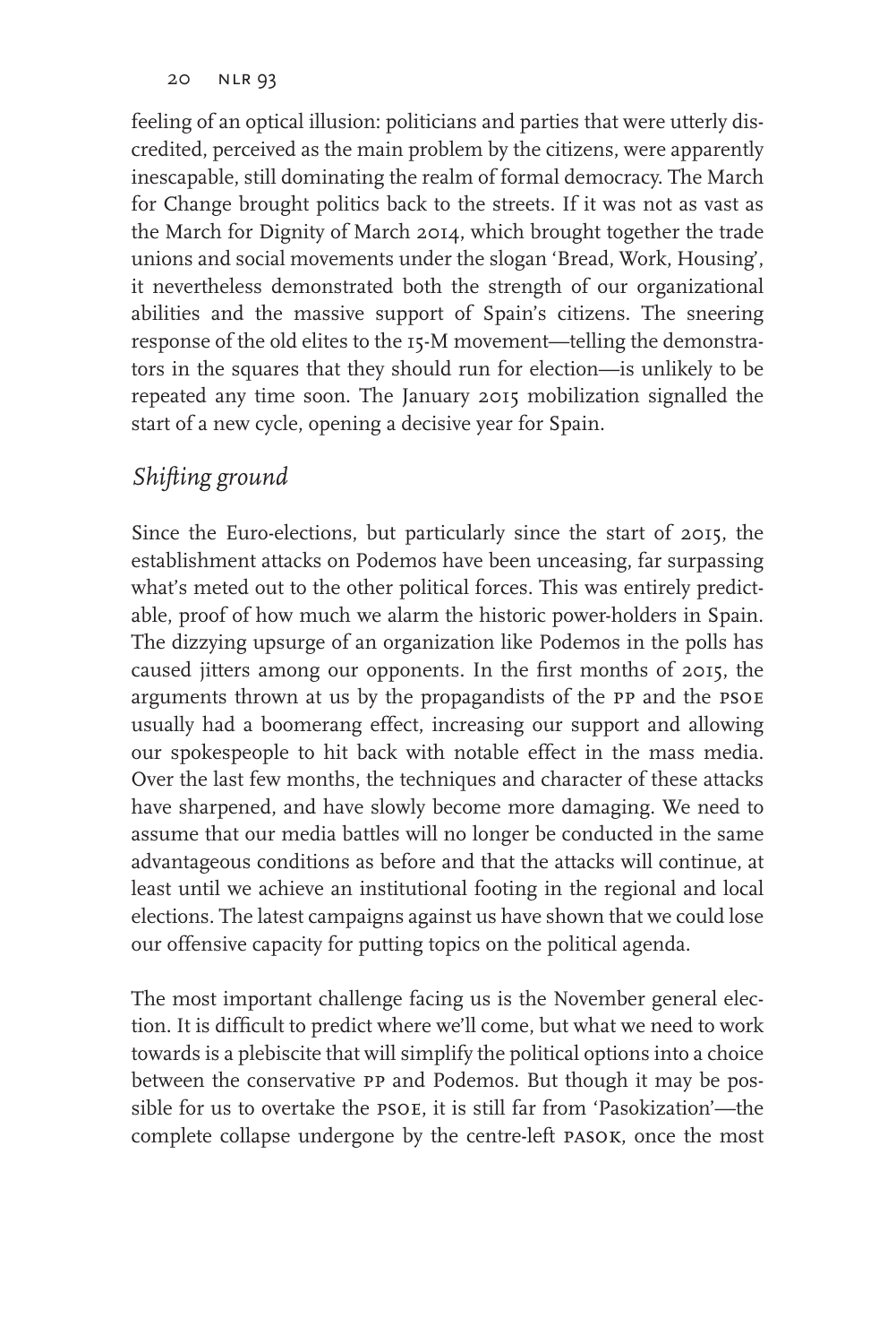feeling of an optical illusion: politicians and parties that were utterly discredited, perceived as the main problem by the citizens, were apparently inescapable, still dominating the realm of formal democracy. The March for Change brought politics back to the streets. If it was not as vast as the March for Dignity of March 2014, which brought together the trade unions and social movements under the slogan 'Bread, Work, Housing', it nevertheless demonstrated both the strength of our organizational abilities and the massive support of Spain's citizens. The sneering response of the old elites to the 15-M movement—telling the demonstrators in the squares that they should run for election—is unlikely to be repeated any time soon. The January 2015 mobilization signalled the start of a new cycle, opening a decisive year for Spain.

## *Shifting ground*

Since the Euro-elections, but particularly since the start of 2015, the establishment attacks on Podemos have been unceasing, far surpassing what's meted out to the other political forces. This was entirely predictable, proof of how much we alarm the historic power-holders in Spain. The dizzying upsurge of an organization like Podemos in the polls has caused jitters among our opponents. In the first months of 2015, the arguments thrown at us by the propagandists of the PP and the PSOE usually had a boomerang effect, increasing our support and allowing our spokespeople to hit back with notable effect in the mass media. Over the last few months, the techniques and character of these attacks have sharpened, and have slowly become more damaging. We need to assume that our media battles will no longer be conducted in the same advantageous conditions as before and that the attacks will continue, at least until we achieve an institutional footing in the regional and local elections. The latest campaigns against us have shown that we could lose our offensive capacity for putting topics on the political agenda.

The most important challenge facing us is the November general election. It is difficult to predict where we'll come, but what we need to work towards is a plebiscite that will simplify the political options into a choice between the conservative PP and Podemos. But though it may be possible for us to overtake the PSOE, it is still far from 'Pasokization'—the complete collapse undergone by the centre-left PASOK, once the most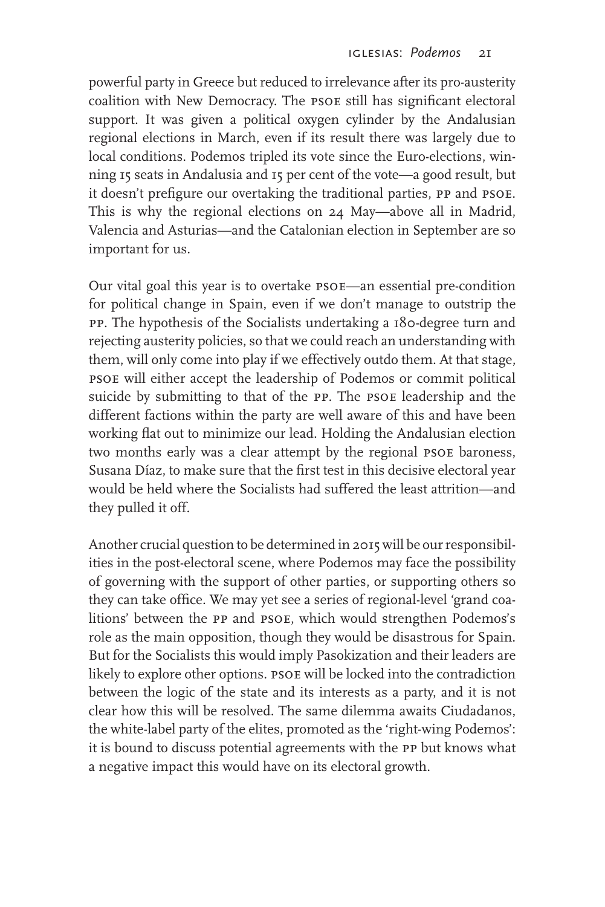powerful party in Greece but reduced to irrelevance after its pro-austerity coalition with New Democracy. The PSOE still has significant electoral support. It was given a political oxygen cylinder by the Andalusian regional elections in March, even if its result there was largely due to local conditions. Podemos tripled its vote since the Euro-elections, winning 15 seats in Andalusia and 15 per cent of the vote—a good result, but it doesn't prefigure our overtaking the traditional parties, PP and PSOE. This is why the regional elections on 24 May—above all in Madrid, Valencia and Asturias—and the Catalonian election in September are so important for us.

Our vital goal this year is to overtake PSOE—an essential pre-condition for political change in Spain, even if we don't manage to outstrip the PP. The hypothesis of the Socialists undertaking a 180-degree turn and rejecting austerity policies, so that we could reach an understanding with them, will only come into play if we effectively outdo them. At that stage, PSOE will either accept the leadership of Podemos or commit political suicide by submitting to that of the PP. The PSOE leadership and the different factions within the party are well aware of this and have been working flat out to minimize our lead. Holding the Andalusian election two months early was a clear attempt by the regional PSOE baroness, Susana Díaz, to make sure that the first test in this decisive electoral year would be held where the Socialists had suffered the least attrition—and they pulled it off.

Another crucial question to be determined in 2015 will be our responsibilities in the post-electoral scene, where Podemos may face the possibility of governing with the support of other parties, or supporting others so they can take office. We may yet see a series of regional-level 'grand coalitions' between the PP and PSOE, which would strengthen Podemos's role as the main opposition, though they would be disastrous for Spain. But for the Socialists this would imply Pasokization and their leaders are likely to explore other options. PSOE will be locked into the contradiction between the logic of the state and its interests as a party, and it is not clear how this will be resolved. The same dilemma awaits Ciudadanos, the white-label party of the elites, promoted as the 'right-wing Podemos': it is bound to discuss potential agreements with the PP but knows what a negative impact this would have on its electoral growth.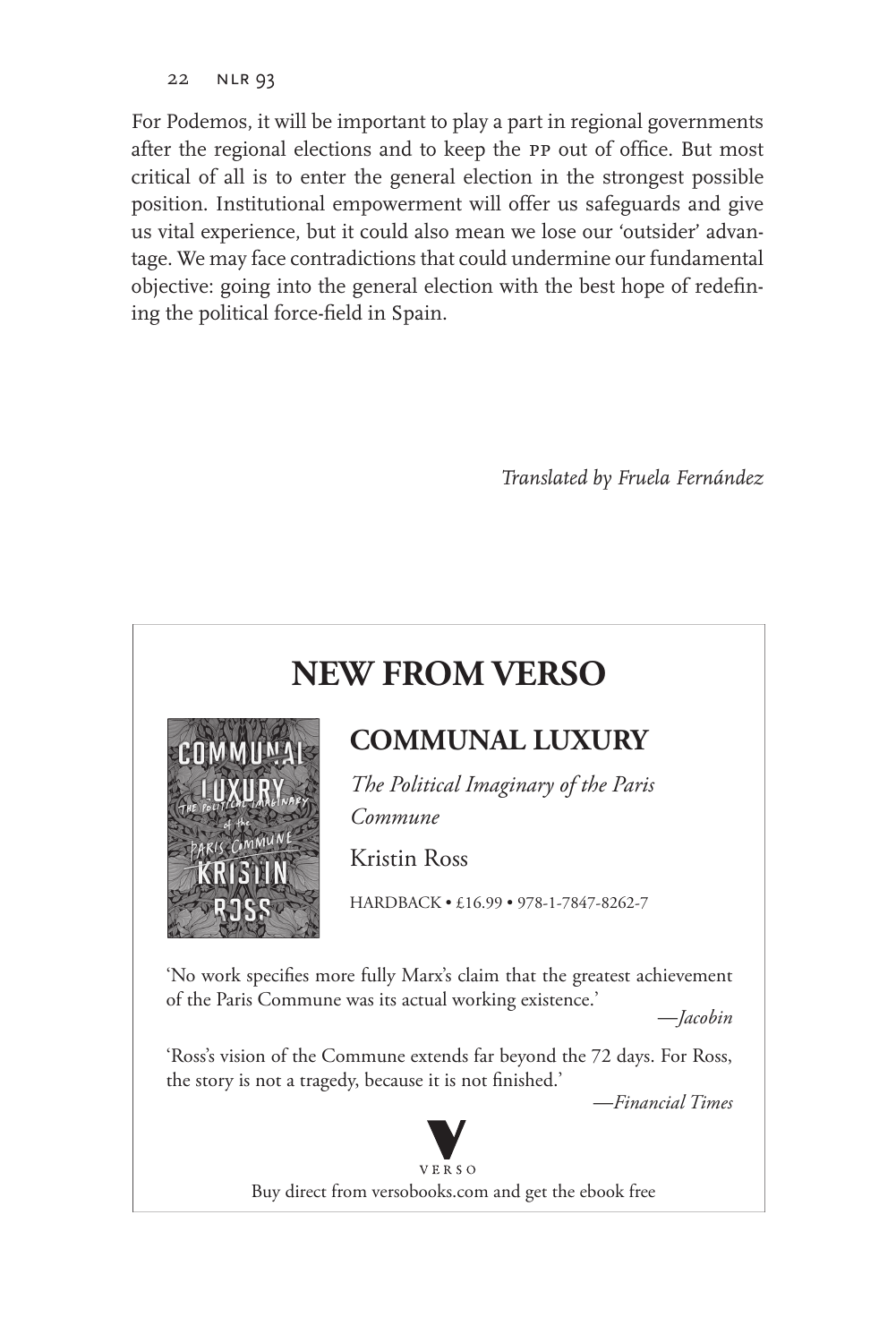For Podemos, it will be important to play a part in regional governments after the regional elections and to keep the PP out of office. But most critical of all is to enter the general election in the strongest possible position. Institutional empowerment will offer us safeguards and give us vital experience, but it could also mean we lose our 'outsider' advantage. We may face contradictions that could undermine our fundamental objective: going into the general election with the best hope of redefining the political force-field in Spain.

*Translated by Fruela Fernández*

## NEW FROM VERSO

### COMMUNAL LUXURY

*The Political Imaginary of the Paris Commune*

Kristin Ross

HARDBACK • £16.99 • 978-1-7847-8262-7

'No work specifies more fully Marx's claim that the greatest achievement of the Paris Commune was its actual working existence.'

—*Jacobin*

'Ross's vision of the Commune extends far beyond the 72 days. For Ross, the story is not a tragedy, because it is not finished.'

—*Financial Times*

VERSO

Buy direct from versobooks.com and get the ebook free